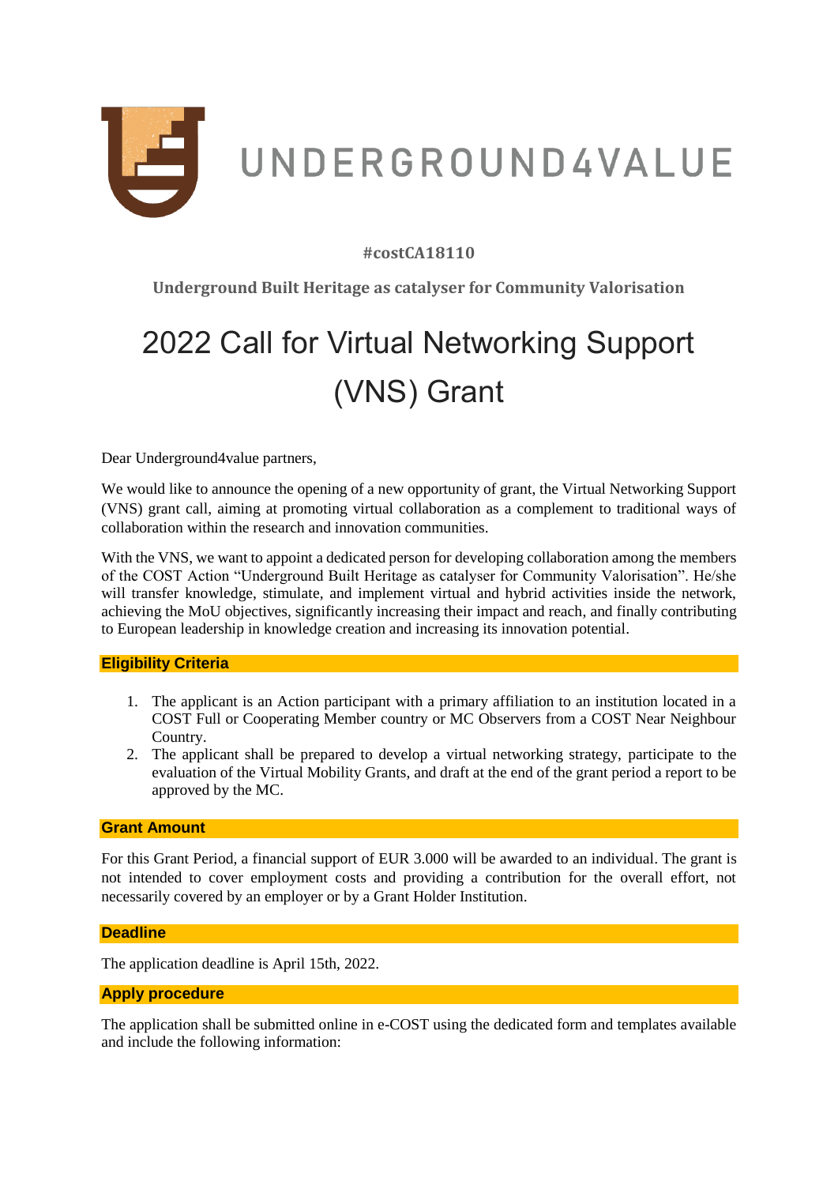UNDERGROUND4VALUE

**#costCA18110**

**Underground Built Heritage as catalyser for Community Valorisation**

# 2022 Call for Virtual Networking Support (VNS) Grant

Dear Underground4value partners,

We would like to announce the opening of a new opportunity of grant, the Virtual Networking Support (VNS) grant call, aiming at promoting virtual collaboration as a complement to traditional ways of collaboration within the research and innovation communities.

With the VNS, we want to appoint a dedicated person for developing collaboration among the members of the COST Action "Underground Built Heritage as catalyser for Community Valorisation". He/she will transfer knowledge, stimulate, and implement virtual and hybrid activities inside the network, achieving the MoU objectives, significantly increasing their impact and reach, and finally contributing to European leadership in knowledge creation and increasing its innovation potential.

## Eligibility Criteria

1. The applicant is an Action participant with a primary affiliation to an institution located in a COST Full or Cooperating Member country or MC Observers from a COST Near Neighbour Country.
2. The applicant shall be prepared to develop a virtual networking strategy, participate to the evaluation of the Virtual Mobility Grants, and draft at the end of the grant period a report to be approved by the MC.

## Grant Amount

For this Grant Period, a financial support of EUR 3.000 will be awarded to an individual. The grant is not intended to cover employment costs and providing a contribution for the overall effort, not necessarily covered by an employer or by a Grant Holder Institution.

## Deadline

The application deadline is April 15th, 2022.

## Apply procedure

The application shall be submitted online in e-COST using the dedicated form and templates available and include the following information: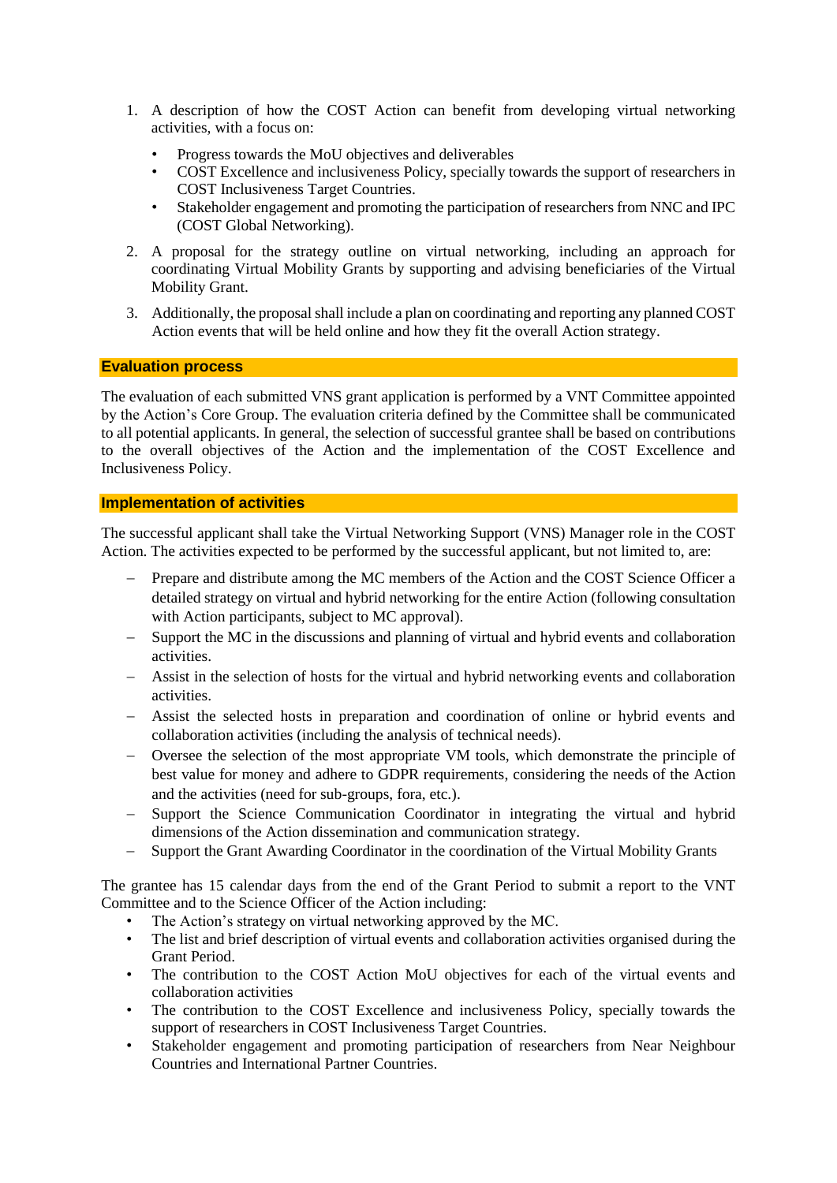1. A description of how the COST Action can benefit from developing virtual networking activities, with a focus on:
   - Progress towards the MoU objectives and deliverables
   - COST Excellence and inclusiveness Policy, specially towards the support of researchers in COST Inclusiveness Target Countries.
   - Stakeholder engagement and promoting the participation of researchers from NNC and IPC (COST Global Networking).
2. A proposal for the strategy outline on virtual networking, including an approach for coordinating Virtual Mobility Grants by supporting and advising beneficiaries of the Virtual Mobility Grant.
3. Additionally, the proposal shall include a plan on coordinating and reporting any planned COST Action events that will be held online and how they fit the overall Action strategy.

## Evaluation process

The evaluation of each submitted VNS grant application is performed by a VNT Committee appointed by the Action's Core Group. The evaluation criteria defined by the Committee shall be communicated to all potential applicants. In general, the selection of successful grantee shall be based on contributions to the overall objectives of the Action and the implementation of the COST Excellence and Inclusiveness Policy.

## Implementation of activities

The successful applicant shall take the Virtual Networking Support (VNS) Manager role in the COST Action. The activities expected to be performed by the successful applicant, but not limited to, are:

- Prepare and distribute among the MC members of the Action and the COST Science Officer a detailed strategy on virtual and hybrid networking for the entire Action (following consultation with Action participants, subject to MC approval).
- Support the MC in the discussions and planning of virtual and hybrid events and collaboration activities.
- Assist in the selection of hosts for the virtual and hybrid networking events and collaboration activities.
- Assist the selected hosts in preparation and coordination of online or hybrid events and collaboration activities (including the analysis of technical needs).
- Oversee the selection of the most appropriate VM tools, which demonstrate the principle of best value for money and adhere to GDPR requirements, considering the needs of the Action and the activities (need for sub-groups, fora, etc.).
- Support the Science Communication Coordinator in integrating the virtual and hybrid dimensions of the Action dissemination and communication strategy.
- Support the Grant Awarding Coordinator in the coordination of the Virtual Mobility Grants

The grantee has 15 calendar days from the end of the Grant Period to submit a report to the VNT Committee and to the Science Officer of the Action including:

- The Action's strategy on virtual networking approved by the MC.
- The list and brief description of virtual events and collaboration activities organised during the Grant Period.
- The contribution to the COST Action MoU objectives for each of the virtual events and collaboration activities
- The contribution to the COST Excellence and inclusiveness Policy, specially towards the support of researchers in COST Inclusiveness Target Countries.
- Stakeholder engagement and promoting participation of researchers from Near Neighbour Countries and International Partner Countries.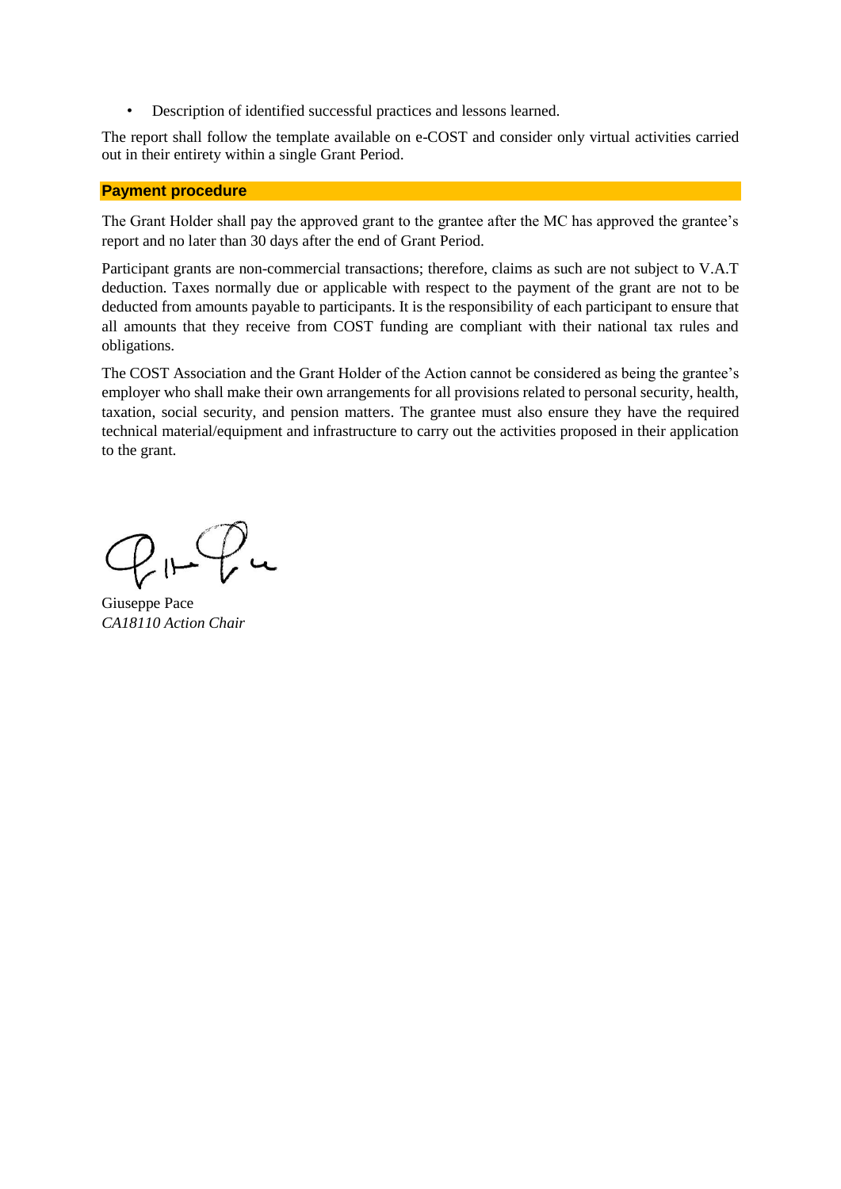- Description of identified successful practices and lessons learned.

The report shall follow the template available on e-COST and consider only virtual activities carried out in their entirety within a single Grant Period.

## Payment procedure

The Grant Holder shall pay the approved grant to the grantee after the MC has approved the grantee's report and no later than 30 days after the end of Grant Period.

Participant grants are non-commercial transactions; therefore, claims as such are not subject to V.A.T deduction. Taxes normally due or applicable with respect to the payment of the grant are not to be deducted from amounts payable to participants. It is the responsibility of each participant to ensure that all amounts that they receive from COST funding are compliant with their national tax rules and obligations.

The COST Association and the Grant Holder of the Action cannot be considered as being the grantee's employer who shall make their own arrangements for all provisions related to personal security, health, taxation, social security, and pension matters. The grantee must also ensure they have the required technical material/equipment and infrastructure to carry out the activities proposed in their application to the grant.

Giuseppe Pace
*CA18110 Action Chair*